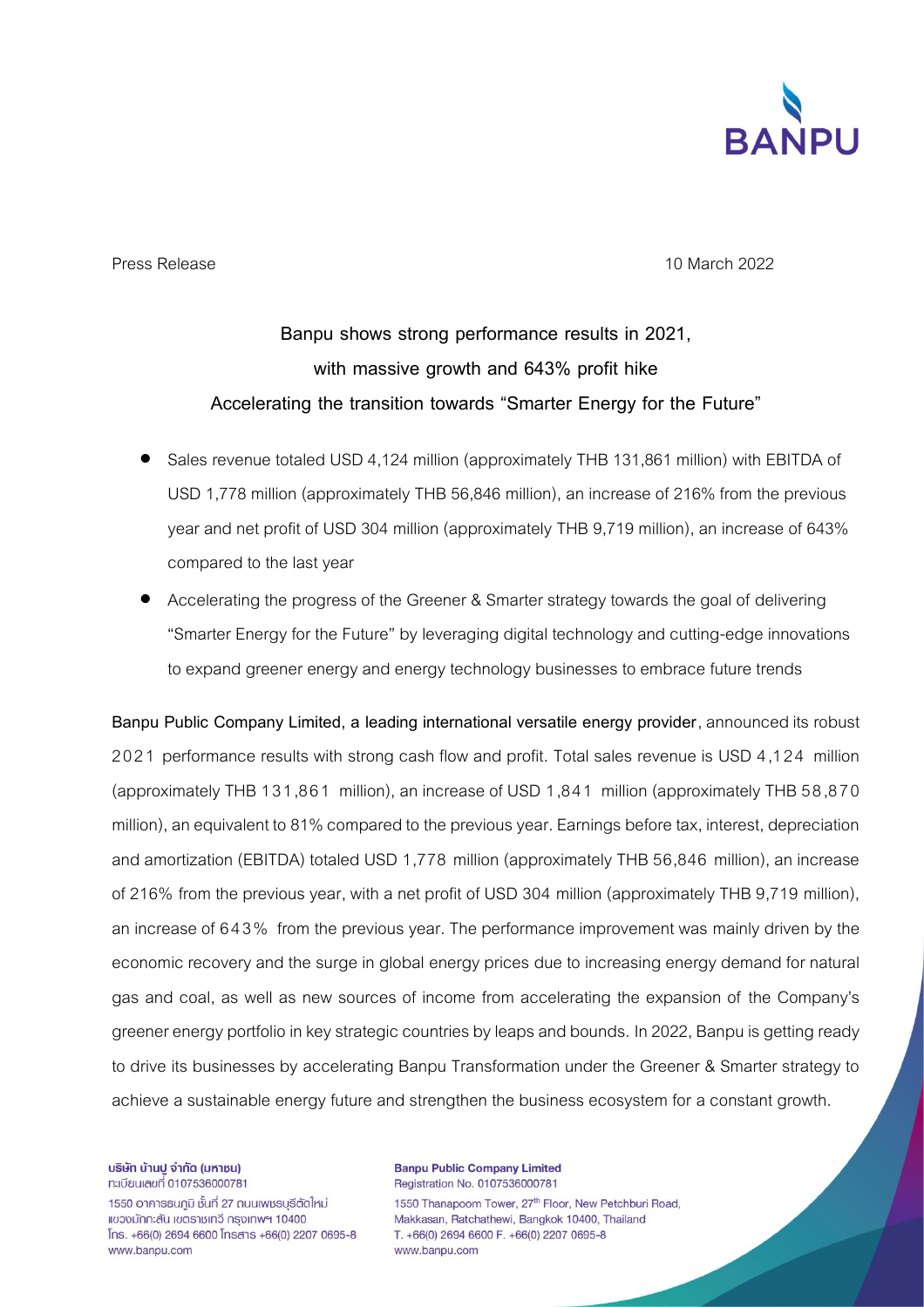Press Release 10 March 2022

# Banpu shows strong performance results in 2021, with massive growth and 643% profit hike Accelerating the transition towards "Smarter Energy for the Future"

- Sales revenue totaled USD 4,124 million (approximately THB 131,861 million) with EBITDA of USD 1,778 million (approximately THB 56,846 million), an increase of 216% from the previous year and net profit of USD 304 million (approximately THB 9,719 million), an increase of 643% compared to the last year
- Accelerating the progress of the Greener & Smarter strategy towards the goal of delivering "Smarter Energy for the Future" by leveraging digital technology and cutting-edge innovations to expand greener energy and energy technology businesses to embrace future trends

**Banpu Public Company Limited, a leading international versatile energy provider**, announced its robust 2021 performance results with strong cash flow and profit. Total sales revenue is USD 4,124 million (approximately THB 131,861 million), an increase of USD 1,841 million (approximately THB 58,870 million), an equivalent to 81% compared to the previous year. Earnings before tax, interest, depreciation and amortization (EBITDA) totaled USD 1,778 million (approximately THB 56,846 million), an increase of 216% from the previous year, with a net profit of USD 304 million (approximately THB 9,719 million), an increase of 643% from the previous year. The performance improvement was mainly driven by the economic recovery and the surge in global energy prices due to increasing energy demand for natural gas and coal, as well as new sources of income from accelerating the expansion of the Company's greener energy portfolio in key strategic countries by leaps and bounds. In 2022, Banpu is getting ready to drive its businesses by accelerating Banpu Transformation under the Greener & Smarter strategy to achieve a sustainable energy future and strengthen the business ecosystem for a constant growth.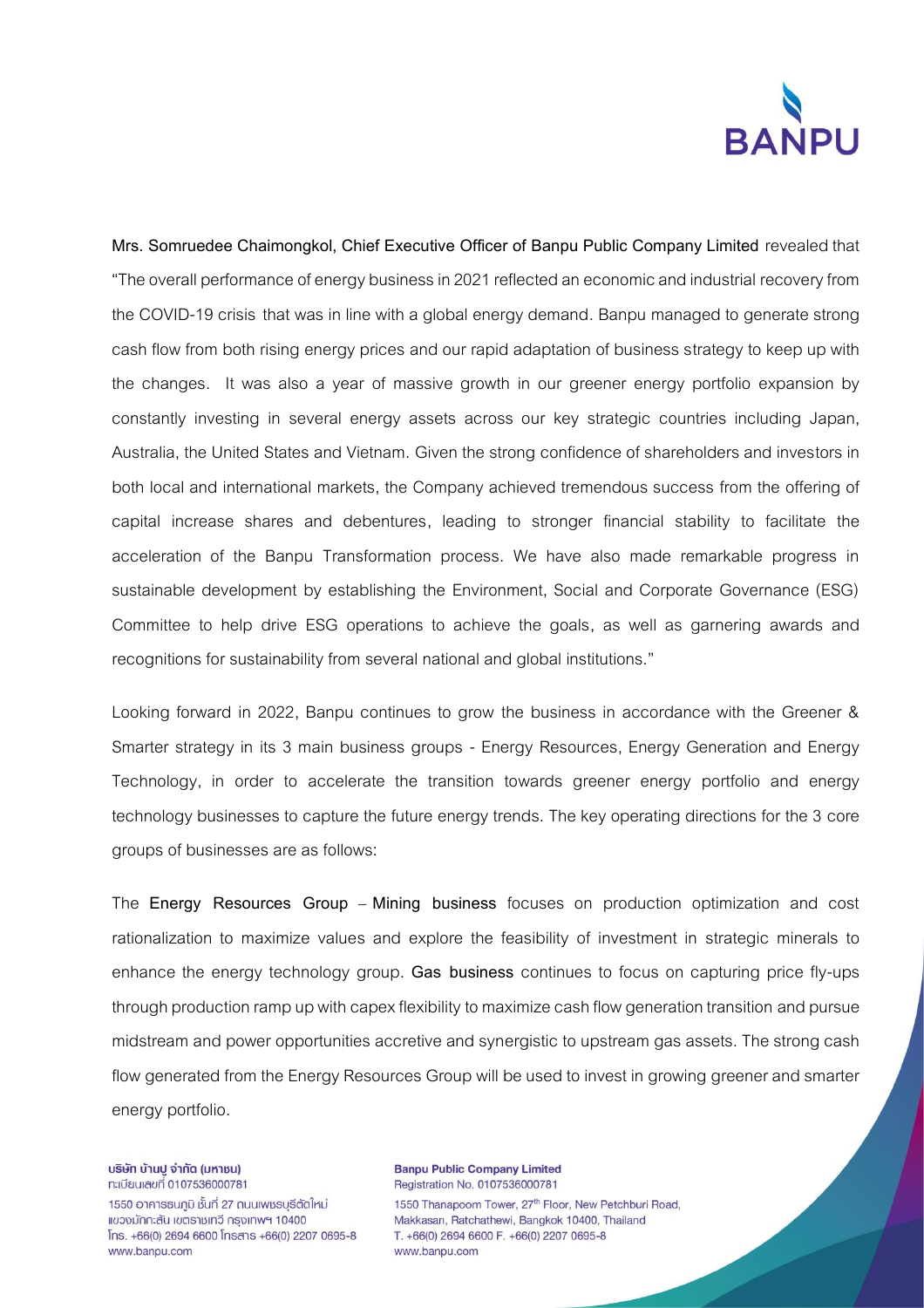**Mrs. Somruedee Chaimongkol, Chief Executive Officer of Banpu Public Company Limited** revealed that "The overall performance of energy business in 2021 reflected an economic and industrial recovery from the COVID-19 crisis that was in line with a global energy demand. Banpu managed to generate strong cash flow from both rising energy prices and our rapid adaptation of business strategy to keep up with the changes. It was also a year of massive growth in our greener energy portfolio expansion by constantly investing in several energy assets across our key strategic countries including Japan, Australia, the United States and Vietnam. Given the strong confidence of shareholders and investors in both local and international markets, the Company achieved tremendous success from the offering of capital increase shares and debentures, leading to stronger financial stability to facilitate the acceleration of the Banpu Transformation process. We have also made remarkable progress in sustainable development by establishing the Environment, Social and Corporate Governance (ESG) Committee to help drive ESG operations to achieve the goals, as well as garnering awards and recognitions for sustainability from several national and global institutions."

Looking forward in 2022, Banpu continues to grow the business in accordance with the Greener & Smarter strategy in its 3 main business groups - Energy Resources, Energy Generation and Energy Technology, in order to accelerate the transition towards greener energy portfolio and energy technology businesses to capture the future energy trends. The key operating directions for the 3 core groups of businesses are as follows:

The **Energy Resources Group – Mining business** focuses on production optimization and cost rationalization to maximize values and explore the feasibility of investment in strategic minerals to enhance the energy technology group. **Gas business** continues to focus on capturing price fly-ups through production ramp up with capex flexibility to maximize cash flow generation transition and pursue midstream and power opportunities accretive and synergistic to upstream gas assets. The strong cash flow generated from the Energy Resources Group will be used to invest in growing greener and smarter energy portfolio.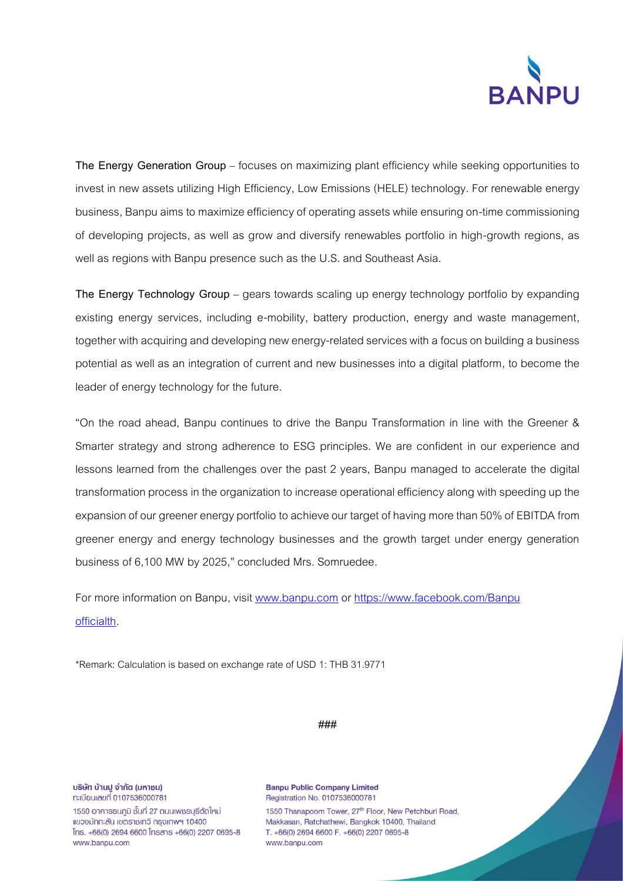**The Energy Generation Group** – focuses on maximizing plant efficiency while seeking opportunities to invest in new assets utilizing High Efficiency, Low Emissions (HELE) technology. For renewable energy business, Banpu aims to maximize efficiency of operating assets while ensuring on-time commissioning of developing projects, as well as grow and diversify renewables portfolio in high-growth regions, as well as regions with Banpu presence such as the U.S. and Southeast Asia.

**The Energy Technology Group** – gears towards scaling up energy technology portfolio by expanding existing energy services, including e-mobility, battery production, energy and waste management, together with acquiring and developing new energy-related services with a focus on building a business potential as well as an integration of current and new businesses into a digital platform, to become the leader of energy technology for the future.

"On the road ahead, Banpu continues to drive the Banpu Transformation in line with the Greener & Smarter strategy and strong adherence to ESG principles. We are confident in our experience and lessons learned from the challenges over the past 2 years, Banpu managed to accelerate the digital transformation process in the organization to increase operational efficiency along with speeding up the expansion of our greener energy portfolio to achieve our target of having more than 50% of EBITDA from greener energy and energy technology businesses and the growth target under energy generation business of 6,100 MW by 2025," concluded Mrs. Somruedee.

For more information on Banpu, visit [www.banpu.com](www.banpu.com) or [https://www.facebook.com/Banpuofficialth](https://www.facebook.com/Banpuofficialth).

*Remark: Calculation is based on exchange rate of USD 1: THB 31.9771

###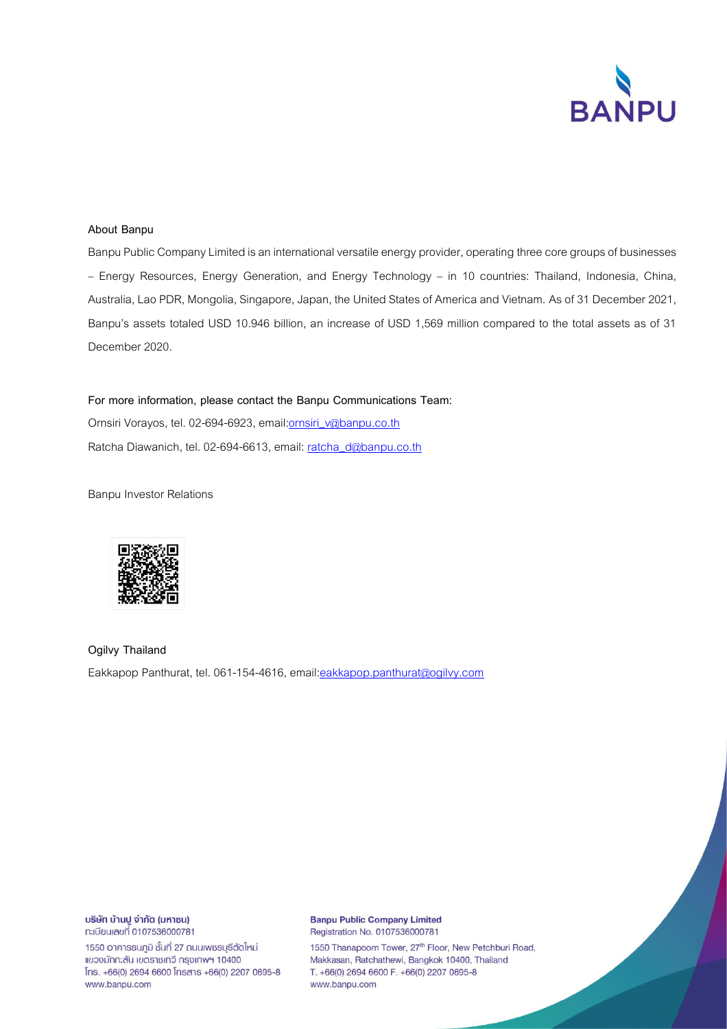**About Banpu**

Banpu Public Company Limited is an international versatile energy provider, operating three core groups of businesses – Energy Resources, Energy Generation, and Energy Technology – in 10 countries: Thailand, Indonesia, China, Australia, Lao PDR, Mongolia, Singapore, Japan, the United States of America and Vietnam. As of 31 December 2021, Banpu's assets totaled USD 10.946 billion, an increase of USD 1,569 million compared to the total assets as of 31 December 2020.

**For more information, please contact the Banpu Communications Team:**

Ornsiri Vorayos, tel. 02-694-6923, email:ornsiri_v@banpu.co.th

Ratcha Diawanich, tel. 02-694-6613, email: ratcha_d@banpu.co.th

Banpu Investor Relations

**Ogilvy Thailand**

Eakkapop Panthurat, tel. 061-154-4616, email:eakkapop.panthurat@ogilvy.com

**บริษัท บ้านปู จำกัด (มหาชน)**
ทะเบียนเลขที่ 0107536000781
1550 อาคารธนภูมิ ชั้นที่ 27 ถนนเพชรบุรีตัดใหม่
แขวงมักกะสัน เขตราชเทวี กรุงเทพฯ 10400
โทร. +66(0) 2694 6600 โทรสาร +66(0) 2207 0695-8
www.banpu.com

**Banpu Public Company Limited**
Registration No. 0107536000781
1550 Thanapoom Tower, 27th Floor, New Petchburi Road,
Makkasan, Ratchathewi, Bangkok 10400, Thailand
T. +66(0) 2694 6600 F. +66(0) 2207 0695-8
www.banpu.com